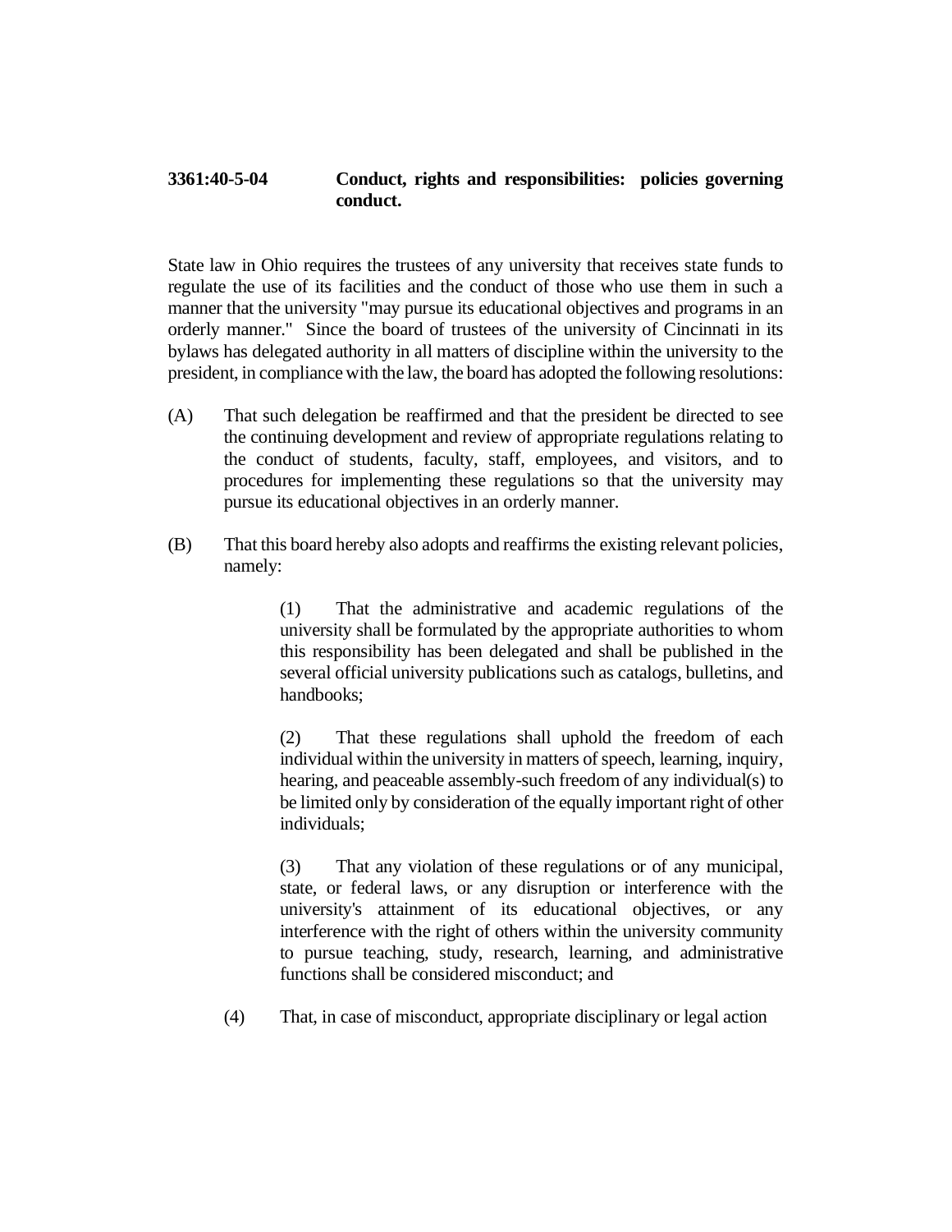**3361:40-5-04 Conduct, rights and responsibilities: policies governing conduct.**

State law in Ohio requires the trustees of any university that receives state funds to regulate the use of its facilities and the conduct of those who use them in such a manner that the university "may pursue its educational objectives and programs in an orderly manner." Since the board of trustees of the university of Cincinnati in its bylaws has delegated authority in all matters of discipline within the university to the president, in compliance with the law, the board has adopted the following resolutions:

(A) That such delegation be reaffirmed and that the president be directed to see the continuing development and review of appropriate regulations relating to the conduct of students, faculty, staff, employees, and visitors, and to procedures for implementing these regulations so that the university may pursue its educational objectives in an orderly manner.

(B) That this board hereby also adopts and reaffirms the existing relevant policies, namely:

> (1) That the administrative and academic regulations of the university shall be formulated by the appropriate authorities to whom this responsibility has been delegated and shall be published in the several official university publications such as catalogs, bulletins, and handbooks;
>
> (2) That these regulations shall uphold the freedom of each individual within the university in matters of speech, learning, inquiry, hearing, and peaceable assembly-such freedom of any individual(s) to be limited only by consideration of the equally important right of other individuals;
>
> (3) That any violation of these regulations or of any municipal, state, or federal laws, or any disruption or interference with the university's attainment of its educational objectives, or any interference with the right of others within the university community to pursue teaching, study, research, learning, and administrative functions shall be considered misconduct; and

(4) That, in case of misconduct, appropriate disciplinary or legal action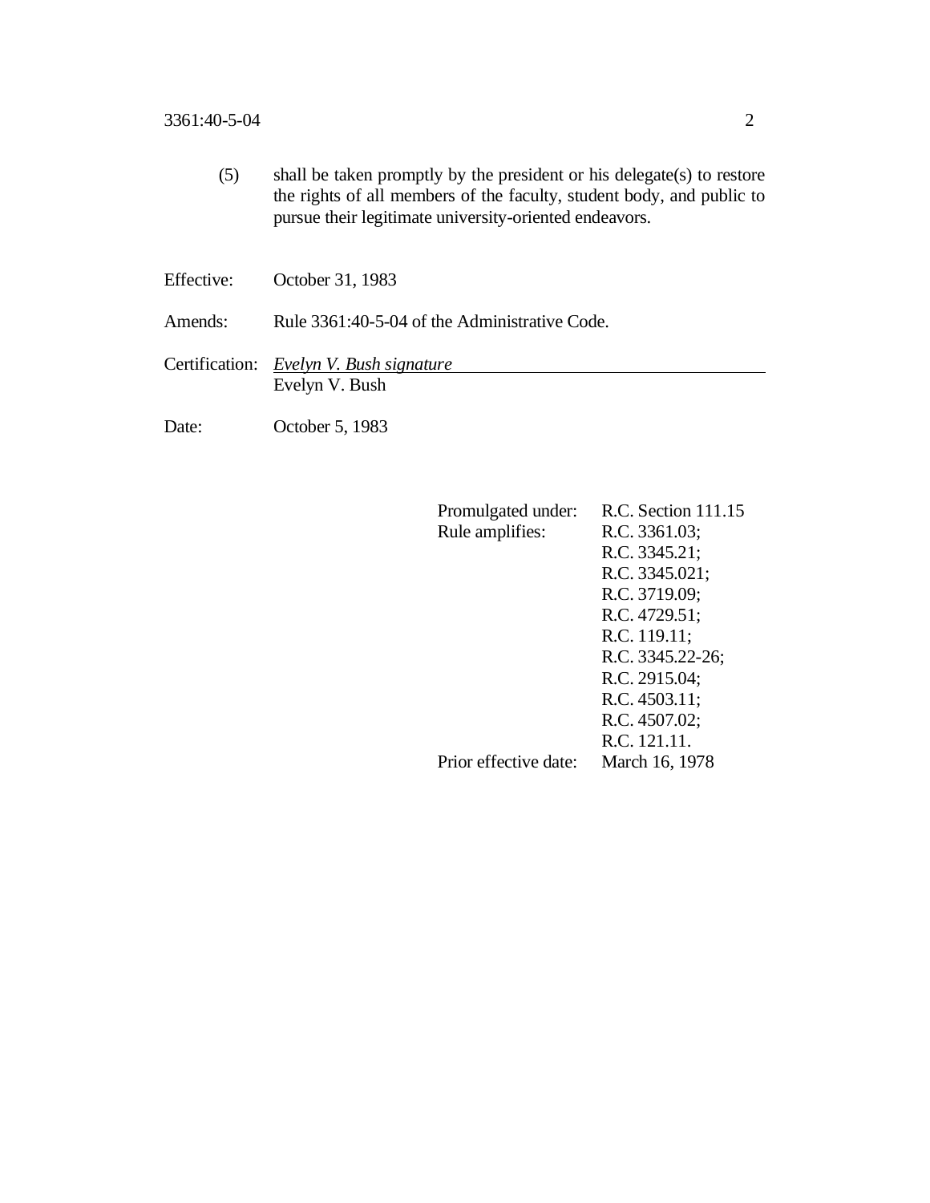(5) shall be taken promptly by the president or his delegate(s) to restore the rights of all members of the faculty, student body, and public to pursue their legitimate university-oriented endeavors.

Effective: October 31, 1983

Amends: Rule 3361:40-5-04 of the Administrative Code.

Certification: *Evelyn V. Bush signature*
Evelyn V. Bush

Date: October 5, 1983

| | |
|---|---|
| Promulgated under: | R.C. Section 111.15 |
| Rule amplifies: | R.C. 3361.03; R.C. 3345.21; R.C. 3345.021; R.C. 3719.09; R.C. 4729.51; R.C. 119.11; R.C. 3345.22-26; R.C. 2915.04; R.C. 4503.11; R.C. 4507.02; R.C. 121.11. |
| Prior effective date: | March 16, 1978 |